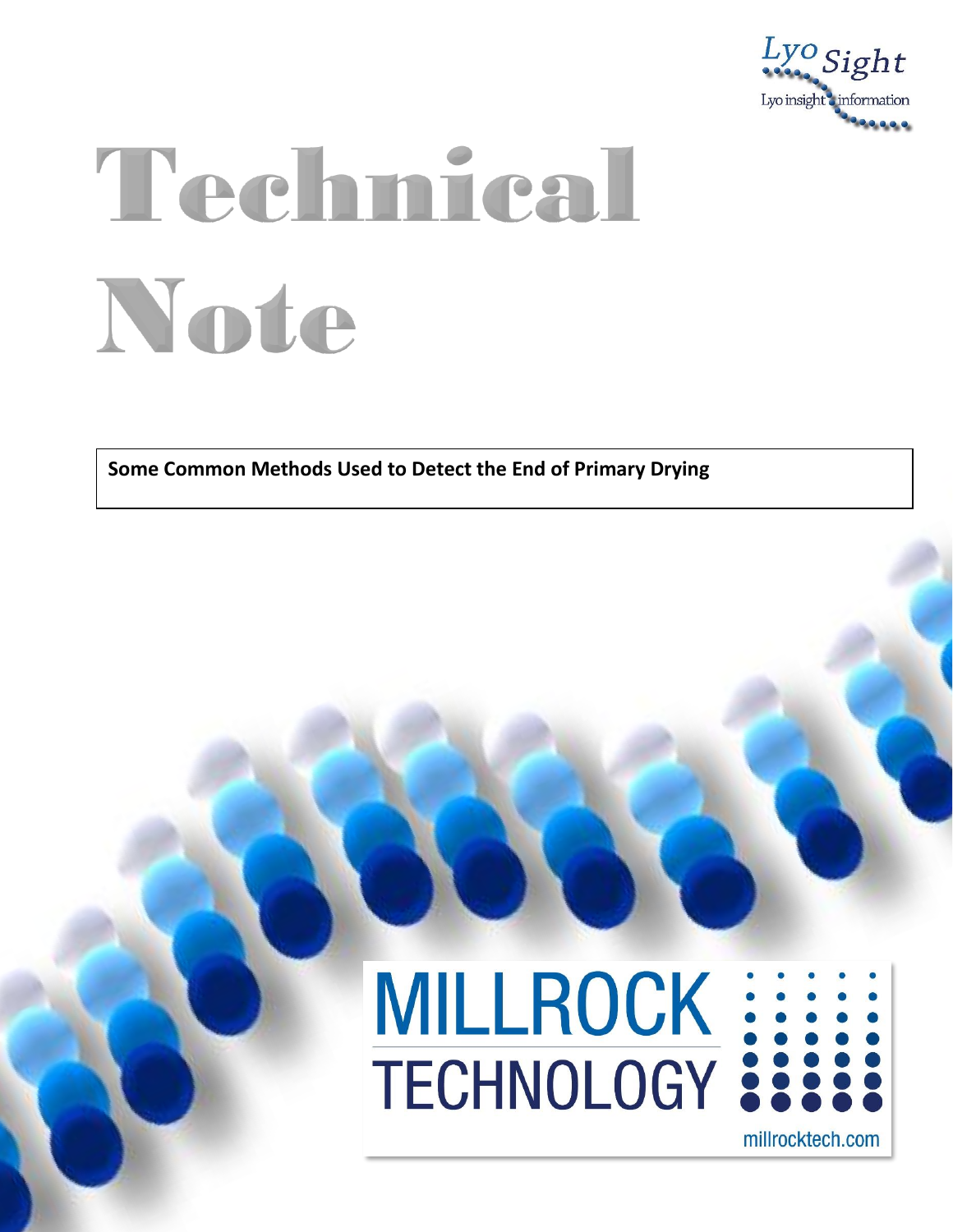Lyo Sight

Lyo insight information

# Technical Note

**Some Common Methods Used to Detect the End of Primary Drying**

MILLROCK TECHNOLOGY

millrocktech.com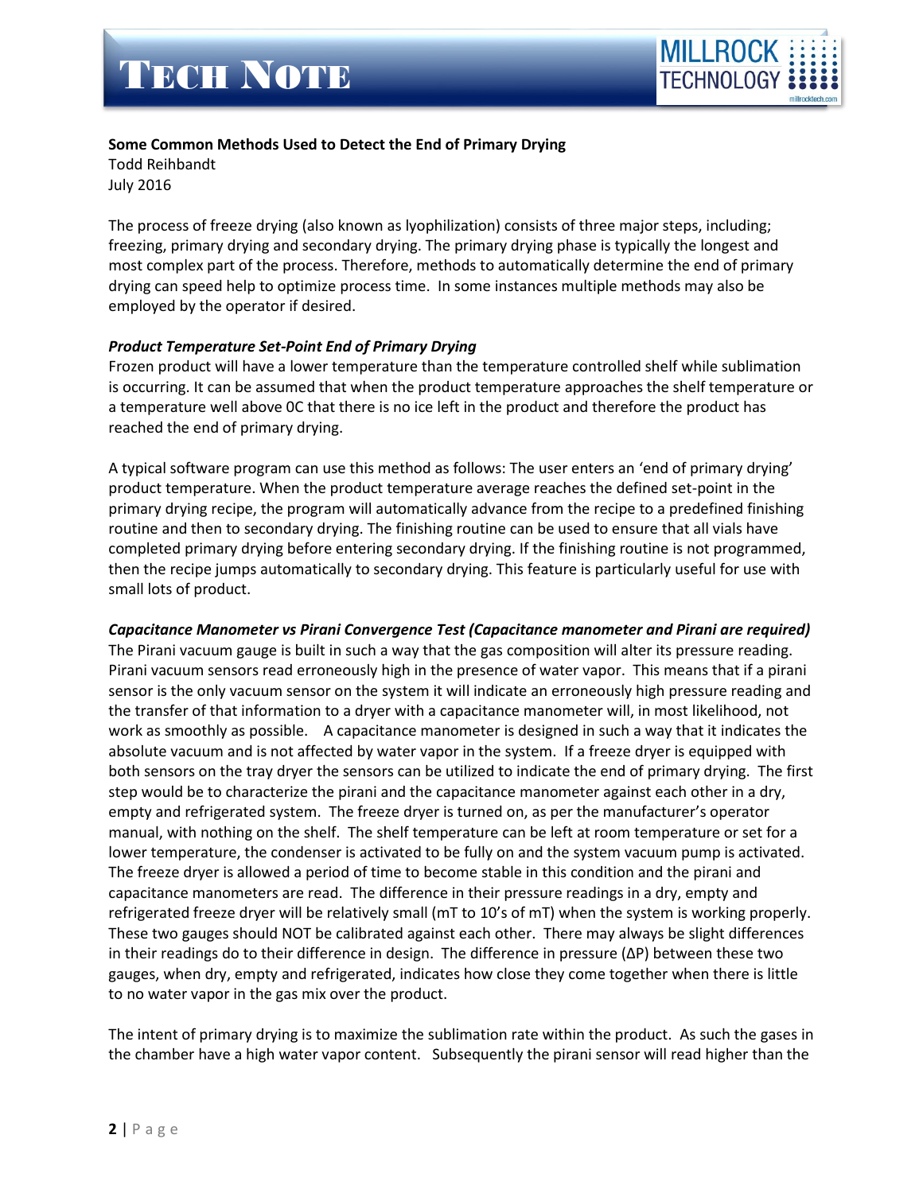**Some Common Methods Used to Detect the End of Primary Drying**
Todd Reihbandt
July 2016

The process of freeze drying (also known as lyophilization) consists of three major steps, including; freezing, primary drying and secondary drying. The primary drying phase is typically the longest and most complex part of the process. Therefore, methods to automatically determine the end of primary drying can speed help to optimize process time. In some instances multiple methods may also be employed by the operator if desired.

***Product Temperature Set-Point End of Primary Drying***

Frozen product will have a lower temperature than the temperature controlled shelf while sublimation is occurring. It can be assumed that when the product temperature approaches the shelf temperature or a temperature well above 0C that there is no ice left in the product and therefore the product has reached the end of primary drying.

A typical software program can use this method as follows: The user enters an 'end of primary drying' product temperature. When the product temperature average reaches the defined set-point in the primary drying recipe, the program will automatically advance from the recipe to a predefined finishing routine and then to secondary drying. The finishing routine can be used to ensure that all vials have completed primary drying before entering secondary drying. If the finishing routine is not programmed, then the recipe jumps automatically to secondary drying. This feature is particularly useful for use with small lots of product.

***Capacitance Manometer vs Pirani Convergence Test (Capacitance manometer and Pirani are required)***

The Pirani vacuum gauge is built in such a way that the gas composition will alter its pressure reading. Pirani vacuum sensors read erroneously high in the presence of water vapor. This means that if a pirani sensor is the only vacuum sensor on the system it will indicate an erroneously high pressure reading and the transfer of that information to a dryer with a capacitance manometer will, in most likelihood, not work as smoothly as possible. A capacitance manometer is designed in such a way that it indicates the absolute vacuum and is not affected by water vapor in the system. If a freeze dryer is equipped with both sensors on the tray dryer the sensors can be utilized to indicate the end of primary drying. The first step would be to characterize the pirani and the capacitance manometer against each other in a dry, empty and refrigerated system. The freeze dryer is turned on, as per the manufacturer's operator manual, with nothing on the shelf. The shelf temperature can be left at room temperature or set for a lower temperature, the condenser is activated to be fully on and the system vacuum pump is activated. The freeze dryer is allowed a period of time to become stable in this condition and the pirani and capacitance manometers are read. The difference in their pressure readings in a dry, empty and refrigerated freeze dryer will be relatively small (mT to 10's of mT) when the system is working properly. These two gauges should NOT be calibrated against each other. There may always be slight differences in their readings do to their difference in design. The difference in pressure (ΔP) between these two gauges, when dry, empty and refrigerated, indicates how close they come together when there is little to no water vapor in the gas mix over the product.

The intent of primary drying is to maximize the sublimation rate within the product. As such the gases in the chamber have a high water vapor content. Subsequently the pirani sensor will read higher than the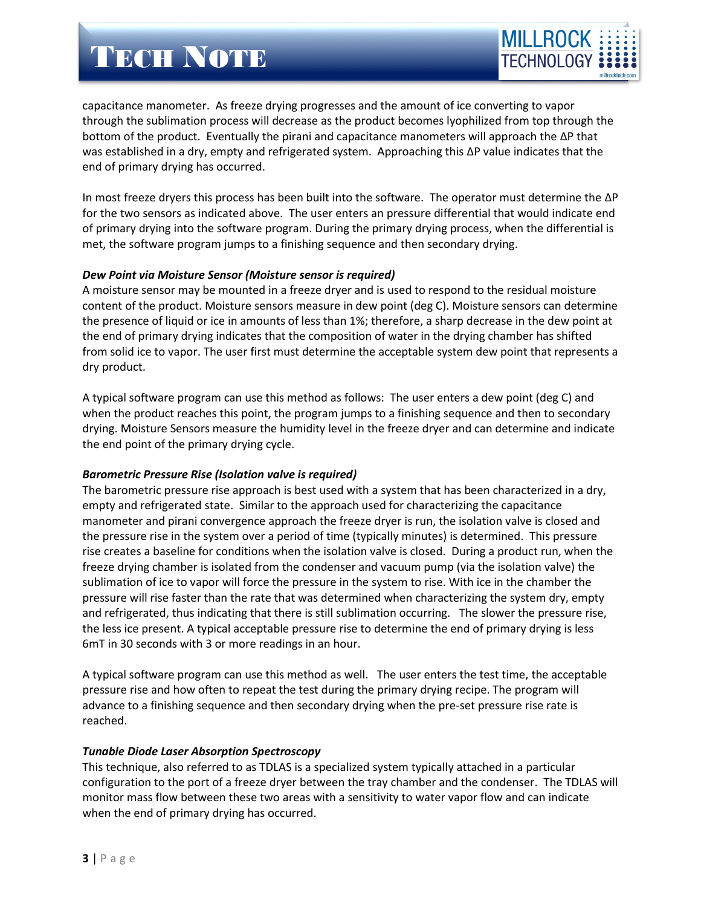capacitance manometer. As freeze drying progresses and the amount of ice converting to vapor through the sublimation process will decrease as the product becomes lyophilized from top through the bottom of the product. Eventually the pirani and capacitance manometers will approach the ΔP that was established in a dry, empty and refrigerated system. Approaching this ΔP value indicates that the end of primary drying has occurred.

In most freeze dryers this process has been built into the software. The operator must determine the ΔP for the two sensors as indicated above. The user enters an pressure differential that would indicate end of primary drying into the software program. During the primary drying process, when the differential is met, the software program jumps to a finishing sequence and then secondary drying.

***Dew Point via Moisture Sensor (Moisture sensor is required)***

A moisture sensor may be mounted in a freeze dryer and is used to respond to the residual moisture content of the product. Moisture sensors measure in dew point (deg C). Moisture sensors can determine the presence of liquid or ice in amounts of less than 1%; therefore, a sharp decrease in the dew point at the end of primary drying indicates that the composition of water in the drying chamber has shifted from solid ice to vapor. The user first must determine the acceptable system dew point that represents a dry product.

A typical software program can use this method as follows: The user enters a dew point (deg C) and when the product reaches this point, the program jumps to a finishing sequence and then to secondary drying. Moisture Sensors measure the humidity level in the freeze dryer and can determine and indicate the end point of the primary drying cycle.

***Barometric Pressure Rise (Isolation valve is required)***

The barometric pressure rise approach is best used with a system that has been characterized in a dry, empty and refrigerated state. Similar to the approach used for characterizing the capacitance manometer and pirani convergence approach the freeze dryer is run, the isolation valve is closed and the pressure rise in the system over a period of time (typically minutes) is determined. This pressure rise creates a baseline for conditions when the isolation valve is closed. During a product run, when the freeze drying chamber is isolated from the condenser and vacuum pump (via the isolation valve) the sublimation of ice to vapor will force the pressure in the system to rise. With ice in the chamber the pressure will rise faster than the rate that was determined when characterizing the system dry, empty and refrigerated, thus indicating that there is still sublimation occurring. The slower the pressure rise, the less ice present. A typical acceptable pressure rise to determine the end of primary drying is less 6mT in 30 seconds with 3 or more readings in an hour.

A typical software program can use this method as well. The user enters the test time, the acceptable pressure rise and how often to repeat the test during the primary drying recipe. The program will advance to a finishing sequence and then secondary drying when the pre-set pressure rise rate is reached.

***Tunable Diode Laser Absorption Spectroscopy***

This technique, also referred to as TDLAS is a specialized system typically attached in a particular configuration to the port of a freeze dryer between the tray chamber and the condenser. The TDLAS will monitor mass flow between these two areas with a sensitivity to water vapor flow and can indicate when the end of primary drying has occurred.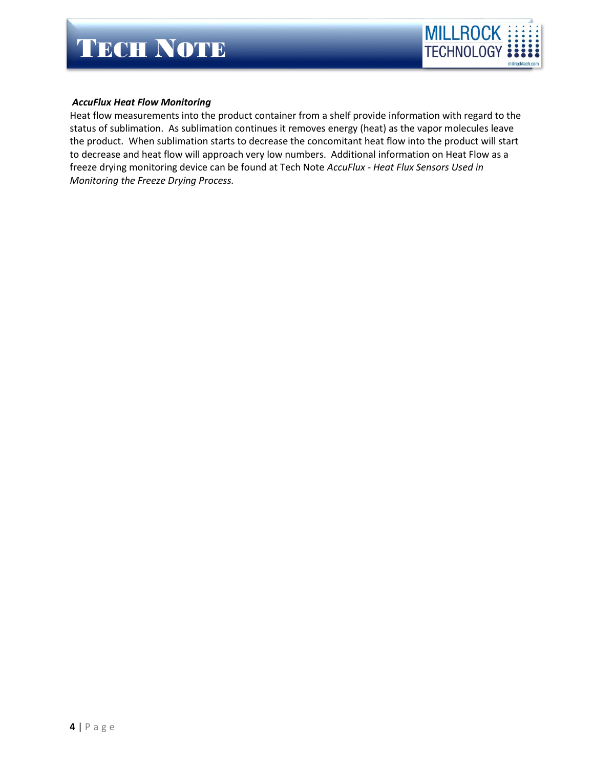***AccuFlux Heat Flow Monitoring***

Heat flow measurements into the product container from a shelf provide information with regard to the status of sublimation. As sublimation continues it removes energy (heat) as the vapor molecules leave the product. When sublimation starts to decrease the concomitant heat flow into the product will start to decrease and heat flow will approach very low numbers. Additional information on Heat Flow as a freeze drying monitoring device can be found at Tech Note *AccuFlux - Heat Flux Sensors Used in Monitoring the Freeze Drying Process.*